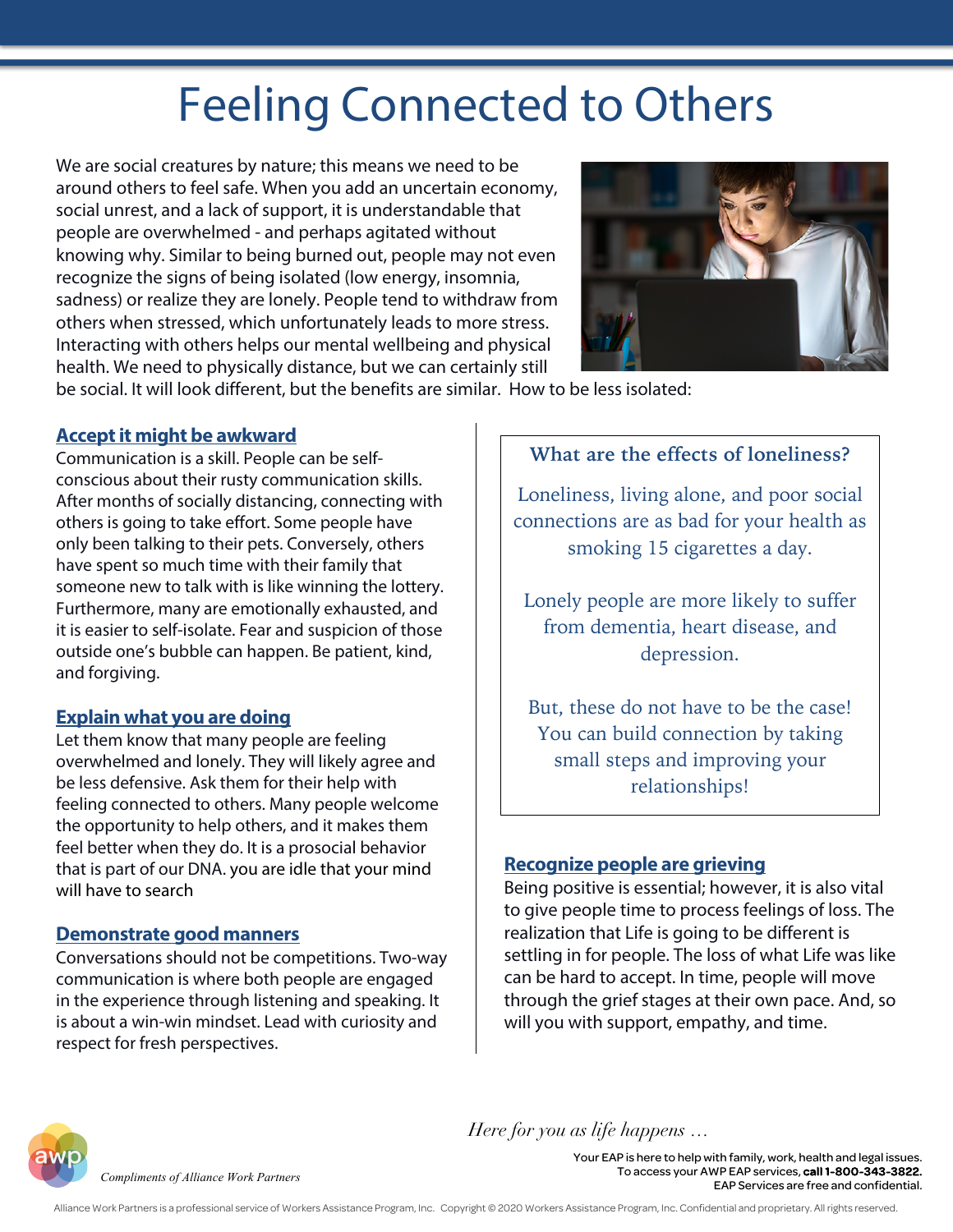# Feeling Connected to Others

We are social creatures by nature; this means we need to be around others to feel safe. When you add an uncertain economy, social unrest, and a lack of support, it is understandable that people are overwhelmed - and perhaps agitated without knowing why. Similar to being burned out, people may not even recognize the signs of being isolated (low energy, insomnia, sadness) or realize they are lonely. People tend to withdraw from others when stressed, which unfortunately leads to more stress. Interacting with others helps our mental wellbeing and physical health. We need to physically distance, but we can certainly still be social. It will look different, but the benefits are similar. How to be less isolated:

## Accept it might be awkward

Communication is a skill. People can be self-conscious about their rusty communication skills. After months of socially distancing, connecting with others is going to take effort. Some people have only been talking to their pets. Conversely, others have spent so much time with their family that someone new to talk with is like winning the lottery. Furthermore, many are emotionally exhausted, and it is easier to self-isolate. Fear and suspicion of those outside one's bubble can happen. Be patient, kind, and forgiving.

## Explain what you are doing

Let them know that many people are feeling overwhelmed and lonely. They will likely agree and be less defensive. Ask them for their help with feeling connected to others. Many people welcome the opportunity to help others, and it makes them feel better when they do. It is a prosocial behavior that is part of our DNA. you are idle that your mind will have to search

## Demonstrate good manners

Conversations should not be competitions. Two-way communication is where both people are engaged in the experience through listening and speaking. It is about a win-win mindset. Lead with curiosity and respect for fresh perspectives.

### What are the effects of loneliness?

Loneliness, living alone, and poor social connections are as bad for your health as smoking 15 cigarettes a day.

Lonely people are more likely to suffer from dementia, heart disease, and depression.

But, these do not have to be the case! You can build connection by taking small steps and improving your relationships!

## Recognize people are grieving

Being positive is essential; however, it is also vital to give people time to process feelings of loss. The realization that Life is going to be different is settling in for people. The loss of what Life was like can be hard to accept. In time, people will move through the grief stages at their own pace. And, so will you with support, empathy, and time.

*Here for you as life happens …*

*Compliments of Alliance Work Partners*

Your EAP is here to help with family, work, health and legal issues.
To access your AWP EAP services, **call 1-800-343-3822.**
EAP Services are free and confidential.

Alliance Work Partners is a professional service of Workers Assistance Program, Inc. Copyright © 2020 Workers Assistance Program, Inc. Confidential and proprietary. All rights reserved.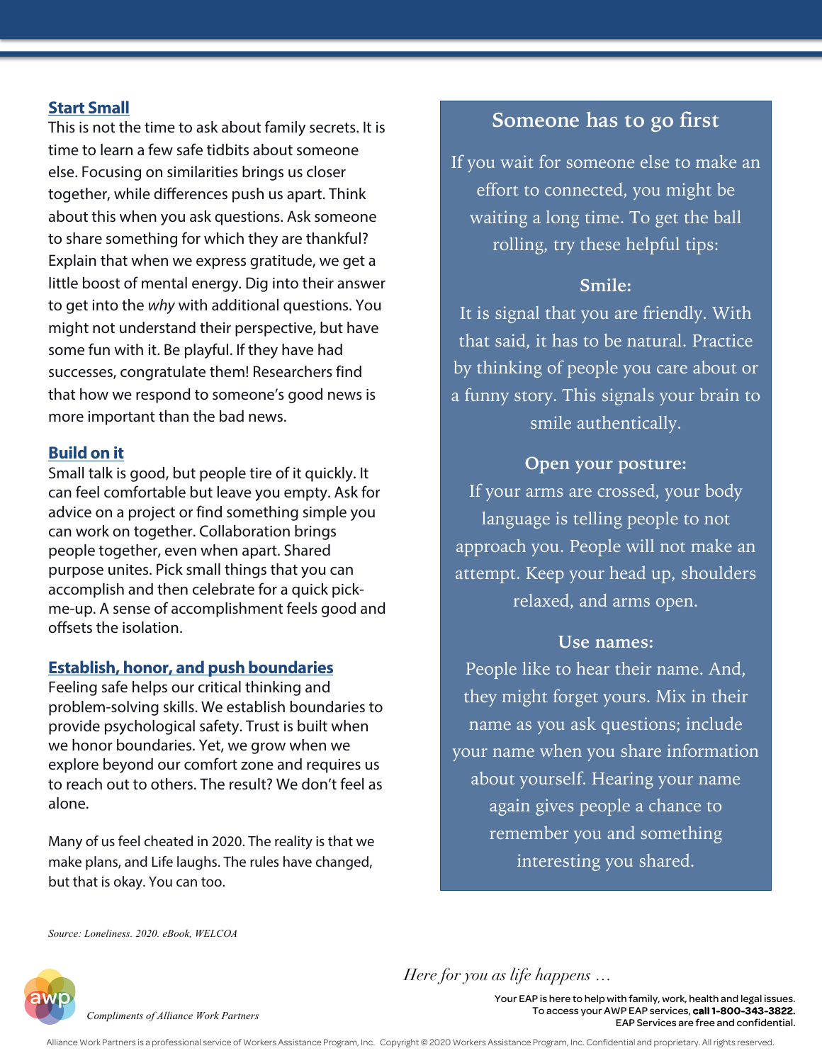### Start Small

This is not the time to ask about family secrets. It is time to learn a few safe tidbits about someone else. Focusing on similarities brings us closer together, while differences push us apart. Think about this when you ask questions. Ask someone to share something for which they are thankful? Explain that when we express gratitude, we get a little boost of mental energy. Dig into their answer to get into the *why* with additional questions. You might not understand their perspective, but have some fun with it. Be playful. If they have had successes, congratulate them! Researchers find that how we respond to someone's good news is more important than the bad news.

### Build on it

Small talk is good, but people tire of it quickly. It can feel comfortable but leave you empty. Ask for advice on a project or find something simple you can work on together. Collaboration brings people together, even when apart. Shared purpose unites. Pick small things that you can accomplish and then celebrate for a quick pick-me-up. A sense of accomplishment feels good and offsets the isolation.

### Establish, honor, and push boundaries

Feeling safe helps our critical thinking and problem-solving skills. We establish boundaries to provide psychological safety. Trust is built when we honor boundaries. Yet, we grow when we explore beyond our comfort zone and requires us to reach out to others. The result? We don't feel as alone.

Many of us feel cheated in 2020. The reality is that we make plans, and Life laughs. The rules have changed, but that is okay. You can too.

## Someone has to go first

If you wait for someone else to make an effort to connected, you might be waiting a long time. To get the ball rolling, try these helpful tips:

**Smile:**
It is signal that you are friendly. With that said, it has to be natural. Practice by thinking of people you care about or a funny story. This signals your brain to smile authentically.

**Open your posture:**
If your arms are crossed, your body language is telling people to not approach you. People will not make an attempt. Keep your head up, shoulders relaxed, and arms open.

**Use names:**
People like to hear their name. And, they might forget yours. Mix in their name as you ask questions; include your name when you share information about yourself. Hearing your name again gives people a chance to remember you and something interesting you shared.

*Source: Loneliness. 2020. eBook, WELCOA*

*Here for you as life happens …*

Your EAP is here to help with family, work, health and legal issues.
To access your AWP EAP services, **call 1-800-343-3822.**
EAP Services are free and confidential.

*Compliments of Alliance Work Partners*

Alliance Work Partners is a professional service of Workers Assistance Program, Inc. Copyright © 2020 Workers Assistance Program, Inc. Confidential and proprietary. All rights reserved.